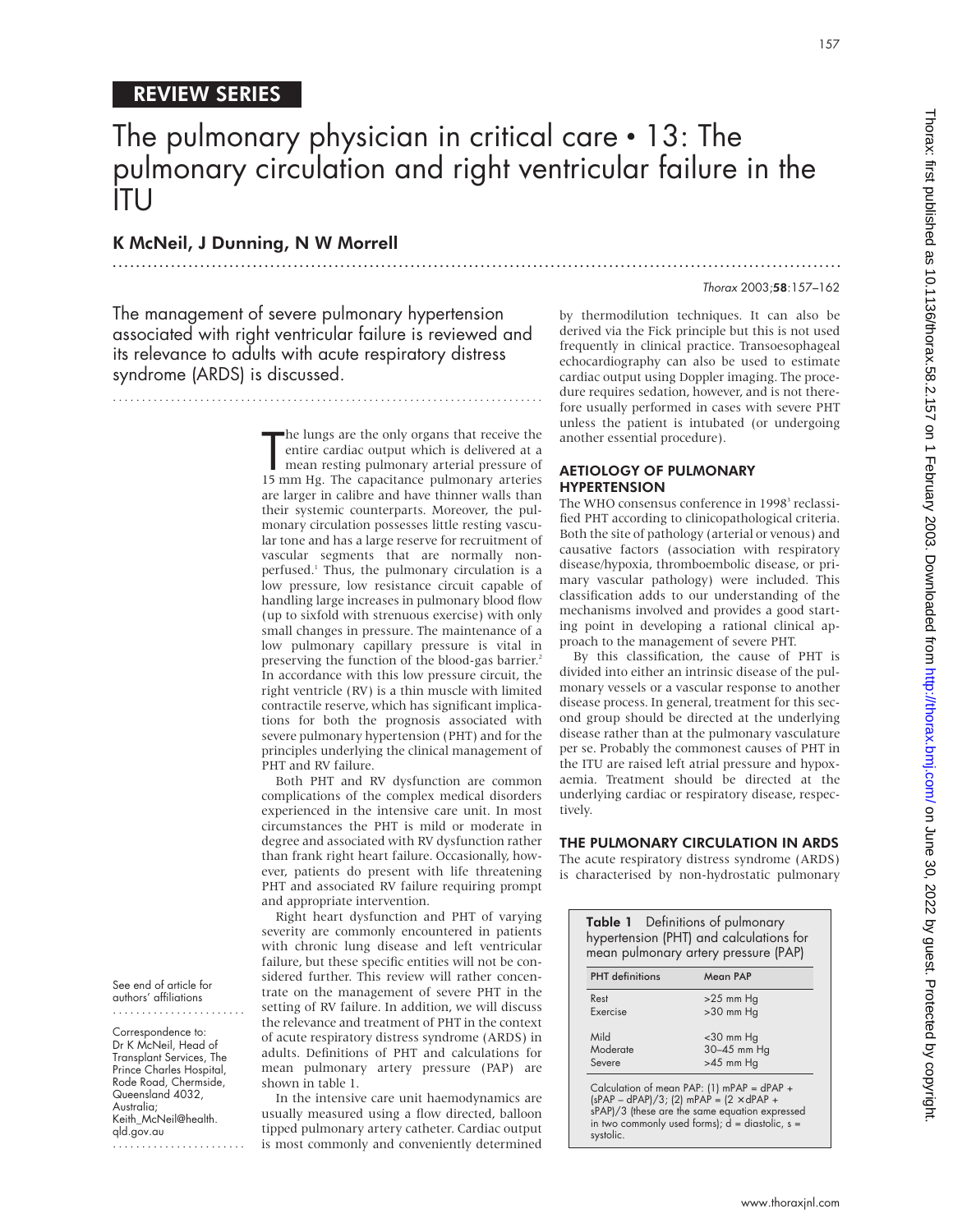REVIEW SERIES

# The pulmonary physician in critical care • 13: The pulmonary circulation and right ventricular failure in the ITU

**K McNeil, J Dunning, N W Morrell**

*Thorax* 2003;**58**:157–162

The management of severe pulmonary hypertension associated with right ventricular failure is reviewed and its relevance to adults with acute respiratory distress syndrome (ARDS) is discussed.

See end of article for authors' affiliations

Correspondence to: Dr K McNeil, Head of Transplant Services, The Prince Charles Hospital, Rode Road, Chermside, Queensland 4032, Australia; Keith_McNeil@health.qld.gov.au

The lungs are the only organs that receive the entire cardiac output which is delivered at a mean resting pulmonary arterial pressure of 15 mm Hg. The capacitance pulmonary arteries are larger in calibre and have thinner walls than their systemic counterparts. Moreover, the pulmonary circulation possesses little resting vascular tone and has a large reserve for recruitment of vascular segments that are normally nonperfused.[1] Thus, the pulmonary circulation is a low pressure, low resistance circuit capable of handling large increases in pulmonary blood flow (up to sixfold with strenuous exercise) with only small changes in pressure. The maintenance of a low pulmonary capillary pressure is vital in preserving the function of the blood-gas barrier.[2] In accordance with this low pressure circuit, the right ventricle (RV) is a thin muscle with limited contractile reserve, which has significant implications for both the prognosis associated with severe pulmonary hypertension (PHT) and for the principles underlying the clinical management of PHT and RV failure.

Both PHT and RV dysfunction are common complications of the complex medical disorders experienced in the intensive care unit. In most circumstances the PHT is mild or moderate in degree and associated with RV dysfunction rather than frank right heart failure. Occasionally, however, patients do present with life threatening PHT and associated RV failure requiring prompt and appropriate intervention.

Right heart dysfunction and PHT of varying severity are commonly encountered in patients with chronic lung disease and left ventricular failure, but these specific entities will not be considered further. This review will rather concentrate on the management of severe PHT in the setting of RV failure. In addition, we will discuss the relevance and treatment of PHT in the context of acute respiratory distress syndrome (ARDS) in adults. Definitions of PHT and calculations for mean pulmonary artery pressure (PAP) are shown in table 1.

In the intensive care unit haemodynamics are usually measured using a flow directed, balloon tipped pulmonary artery catheter. Cardiac output is most commonly and conveniently determined by thermodilution techniques. It can also be derived via the Fick principle but this is not used frequently in clinical practice. Transoesophageal echocardiography can also be used to estimate cardiac output using Doppler imaging. The procedure requires sedation, however, and is not therefore usually performed in cases with severe PHT unless the patient is intubated (or undergoing another essential procedure).

## AETIOLOGY OF PULMONARY HYPERTENSION

The WHO consensus conference in 1998[3] reclassified PHT according to clinicopathological criteria. Both the site of pathology (arterial or venous) and causative factors (association with respiratory disease/hypoxia, thromboembolic disease, or primary vascular pathology) were included. This classification adds to our understanding of the mechanisms involved and provides a good starting point in developing a rational clinical approach to the management of severe PHT.

By this classification, the cause of PHT is divided into either an intrinsic disease of the pulmonary vessels or a vascular response to another disease process. In general, treatment for this second group should be directed at the underlying disease rather than at the pulmonary vasculature per se. Probably the commonest causes of PHT in the ITU are raised left atrial pressure and hypoxaemia. Treatment should be directed at the underlying cardiac or respiratory disease, respectively.

## THE PULMONARY CIRCULATION IN ARDS

The acute respiratory distress syndrome (ARDS) is characterised by non-hydrostatic pulmonary

**Table 1** Definitions of pulmonary hypertension (PHT) and calculations for mean pulmonary artery pressure (PAP)

| PHT definitions | Mean PAP |
|---|---|
| Rest | >25 mm Hg |
| Exercise | >30 mm Hg |
| Mild | <30 mm Hg |
| Moderate | 30–45 mm Hg |
| Severe | >45 mm Hg |

Calculation of mean PAP: (1) mPAP = dPAP + (sPAP – dPAP)/3; (2) mPAP = (2 ×dPAP + sPAP)/3 (these are the same equation expressed in two commonly used forms); d = diastolic, s = systolic.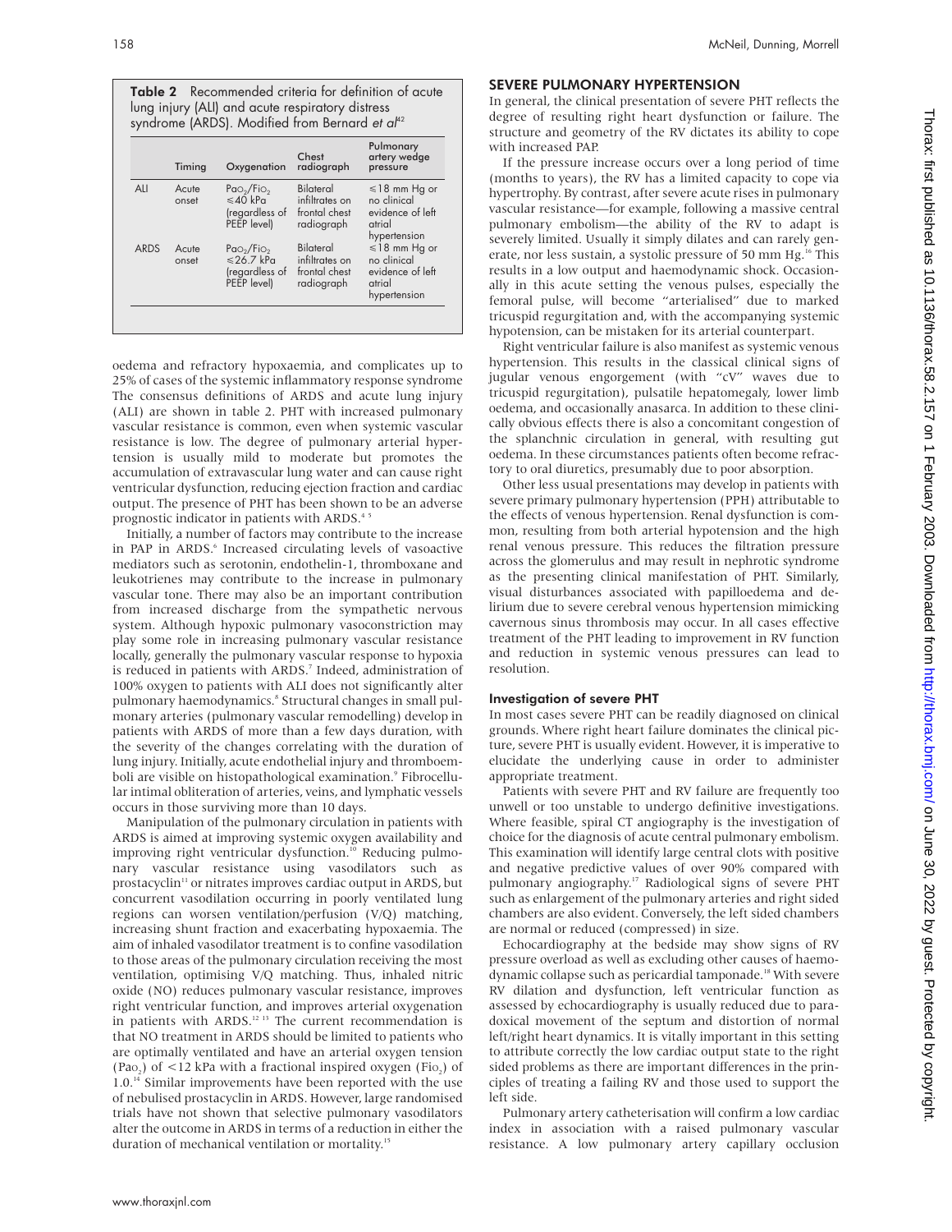**Table 2** Recommended criteria for definition of acute lung injury (ALI) and acute respiratory distress syndrome (ARDS). Modified from Bernard *et al*[42]

| | Timing | Oxygenation | Chest radiograph | Pulmonary artery wedge pressure |
|---|---|---|---|---|
| ALI | Acute onset | $Pao_2/Fio_2$ ≤40 kPa (regardless of PEEP level) | Bilateral infiltrates on frontal chest radiograph | ≤18 mm Hg or no clinical evidence of left atrial hypertension |
| ARDS | Acute onset | $Pao_2/Fio_2$ ≤26.7 kPa (regardless of PEEP level) | Bilateral infiltrates on frontal chest radiograph | ≤18 mm Hg or no clinical evidence of left atrial hypertension |

oedema and refractory hypoxaemia, and complicates up to 25% of cases of the systemic inflammatory response syndrome The consensus definitions of ARDS and acute lung injury (ALI) are shown in table 2. PHT with increased pulmonary vascular resistance is common, even when systemic vascular resistance is low. The degree of pulmonary arterial hypertension is usually mild to moderate but promotes the accumulation of extravascular lung water and can cause right ventricular dysfunction, reducing ejection fraction and cardiac output. The presence of PHT has been shown to be an adverse prognostic indicator in patients with ARDS.[4 5]

Initially, a number of factors may contribute to the increase in PAP in ARDS.[6] Increased circulating levels of vasoactive mediators such as serotonin, endothelin-1, thromboxane and leukotrienes may contribute to the increase in pulmonary vascular tone. There may also be an important contribution from increased discharge from the sympathetic nervous system. Although hypoxic pulmonary vasoconstriction may play some role in increasing pulmonary vascular resistance locally, generally the pulmonary vascular response to hypoxia is reduced in patients with ARDS.[7] Indeed, administration of 100% oxygen to patients with ALI does not significantly alter pulmonary haemodynamics.[8] Structural changes in small pulmonary arteries (pulmonary vascular remodelling) develop in patients with ARDS of more than a few days duration, with the severity of the changes correlating with the duration of lung injury. Initially, acute endothelial injury and thromboemboli are visible on histopathological examination.[9] Fibrocellular intimal obliteration of arteries, veins, and lymphatic vessels occurs in those surviving more than 10 days.

Manipulation of the pulmonary circulation in patients with ARDS is aimed at improving systemic oxygen availability and improving right ventricular dysfunction.[10] Reducing pulmonary vascular resistance using vasodilators such as prostacyclin[11] or nitrates improves cardiac output in ARDS, but concurrent vasodilation occurring in poorly ventilated lung regions can worsen ventilation/perfusion (V/Q) matching, increasing shunt fraction and exacerbating hypoxaemia. The aim of inhaled vasodilator treatment is to confine vasodilation to those areas of the pulmonary circulation receiving the most ventilation, optimising V/Q matching. Thus, inhaled nitric oxide (NO) reduces pulmonary vascular resistance, improves right ventricular function, and improves arterial oxygenation in patients with ARDS.[12 13] The current recommendation is that NO treatment in ARDS should be limited to patients who are optimally ventilated and have an arterial oxygen tension ($Pao_2$) of <12 kPa with a fractional inspired oxygen ($Fio_2$) of 1.0.[14] Similar improvements have been reported with the use of nebulised prostacyclin in ARDS. However, large randomised trials have not shown that selective pulmonary vasodilators alter the outcome in ARDS in terms of a reduction in either the duration of mechanical ventilation or mortality.[15]

## SEVERE PULMONARY HYPERTENSION

In general, the clinical presentation of severe PHT reflects the degree of resulting right heart dysfunction or failure. The structure and geometry of the RV dictates its ability to cope with increased PAP.

If the pressure increase occurs over a long period of time (months to years), the RV has a limited capacity to cope via hypertrophy. By contrast, after severe acute rises in pulmonary vascular resistance—for example, following a massive central pulmonary embolism—the ability of the RV to adapt is severely limited. Usually it simply dilates and can rarely generate, nor less sustain, a systolic pressure of 50 mm Hg.[16] This results in a low output and haemodynamic shock. Occasionally in this acute setting the venous pulses, especially the femoral pulse, will become "arterialised" due to marked tricuspid regurgitation and, with the accompanying systemic hypotension, can be mistaken for its arterial counterpart.

Right ventricular failure is also manifest as systemic venous hypertension. This results in the classical clinical signs of jugular venous engorgement (with "cV" waves due to tricuspid regurgitation), pulsatile hepatomegaly, lower limb oedema, and occasionally anasarca. In addition to these clinically obvious effects there is also a concomitant congestion of the splanchnic circulation in general, with resulting gut oedema. In these circumstances patients often become refractory to oral diuretics, presumably due to poor absorption.

Other less usual presentations may develop in patients with severe primary pulmonary hypertension (PPH) attributable to the effects of venous hypertension. Renal dysfunction is common, resulting from both arterial hypotension and the high renal venous pressure. This reduces the filtration pressure across the glomerulus and may result in nephrotic syndrome as the presenting clinical manifestation of PHT. Similarly, visual disturbances associated with papilloedema and delirium due to severe cerebral venous hypertension mimicking cavernous sinus thrombosis may occur. In all cases effective treatment of the PHT leading to improvement in RV function and reduction in systemic venous pressures can lead to resolution.

### Investigation of severe PHT

In most cases severe PHT can be readily diagnosed on clinical grounds. Where right heart failure dominates the clinical picture, severe PHT is usually evident. However, it is imperative to elucidate the underlying cause in order to administer appropriate treatment.

Patients with severe PHT and RV failure are frequently too unwell or too unstable to undergo definitive investigations. Where feasible, spiral CT angiography is the investigation of choice for the diagnosis of acute central pulmonary embolism. This examination will identify large central clots with positive and negative predictive values of over 90% compared with pulmonary angiography.[17] Radiological signs of severe PHT such as enlargement of the pulmonary arteries and right sided chambers are also evident. Conversely, the left sided chambers are normal or reduced (compressed) in size.

Echocardiography at the bedside may show signs of RV pressure overload as well as excluding other causes of haemodynamic collapse such as pericardial tamponade.[18] With severe RV dilation and dysfunction, left ventricular function as assessed by echocardiography is usually reduced due to paradoxical movement of the septum and distortion of normal left/right heart dynamics. It is vitally important in this setting to attribute correctly the low cardiac output state to the right sided problems as there are important differences in the principles of treating a failing RV and those used to support the left side.

Pulmonary artery catheterisation will confirm a low cardiac index in association with a raised pulmonary vascular resistance. A low pulmonary artery capillary occlusion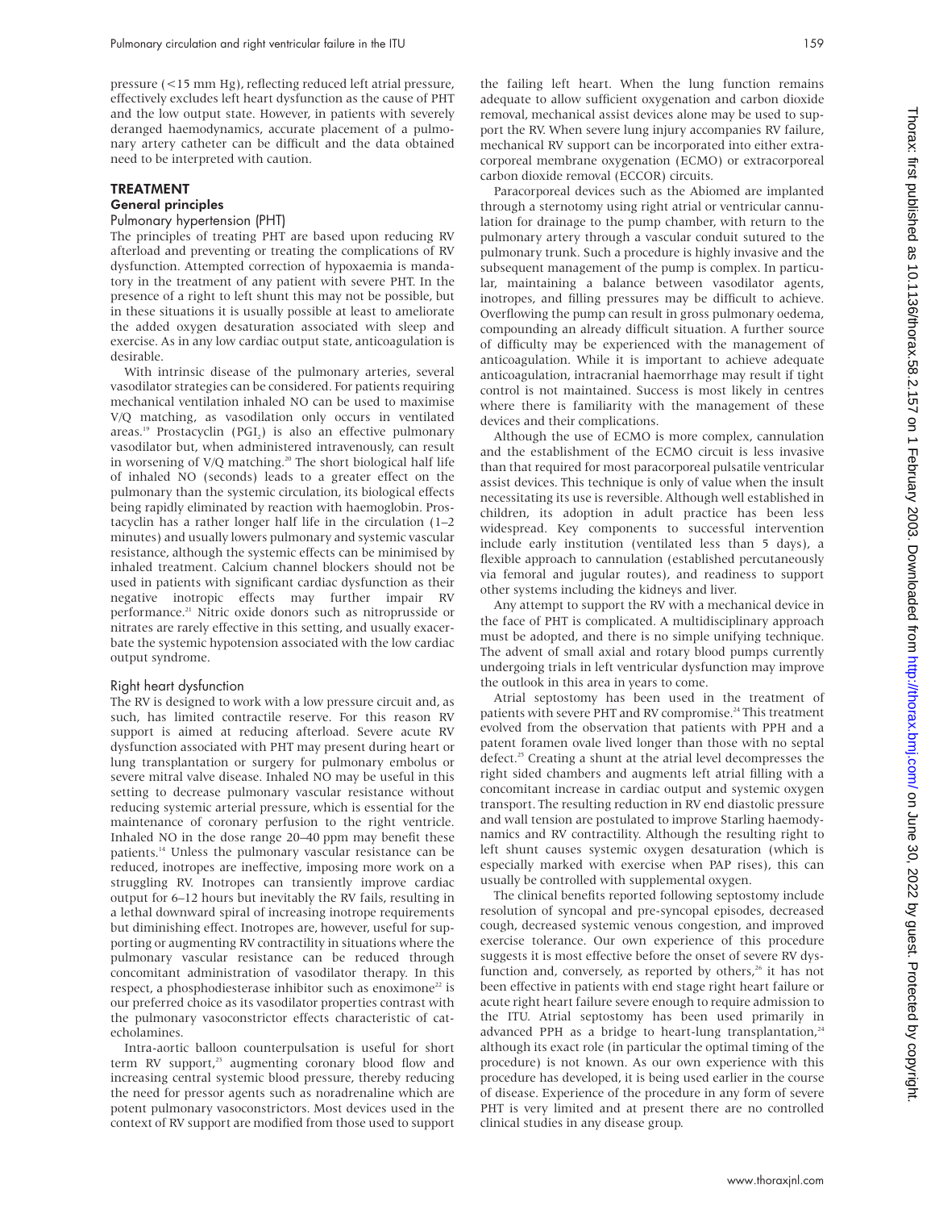pressure (<15 mm Hg), reflecting reduced left atrial pressure, effectively excludes left heart dysfunction as the cause of PHT and the low output state. However, in patients with severely deranged haemodynamics, accurate placement of a pulmonary artery catheter can be difficult and the data obtained need to be interpreted with caution.

## TREATMENT

### General principles

#### Pulmonary hypertension (PHT)

The principles of treating PHT are based upon reducing RV afterload and preventing or treating the complications of RV dysfunction. Attempted correction of hypoxaemia is mandatory in the treatment of any patient with severe PHT. In the presence of a right to left shunt this may not be possible, but in these situations it is usually possible at least to ameliorate the added oxygen desaturation associated with sleep and exercise. As in any low cardiac output state, anticoagulation is desirable.

With intrinsic disease of the pulmonary arteries, several vasodilator strategies can be considered. For patients requiring mechanical ventilation inhaled NO can be used to maximise V/Q matching, as vasodilation only occurs in ventilated areas.[19] Prostacyclin ($PGI_2$) is also an effective pulmonary vasodilator but, when administered intravenously, can result in worsening of V/Q matching.[20] The short biological half life of inhaled NO (seconds) leads to a greater effect on the pulmonary than the systemic circulation, its biological effects being rapidly eliminated by reaction with haemoglobin. Prostacyclin has a rather longer half life in the circulation (1–2 minutes) and usually lowers pulmonary and systemic vascular resistance, although the systemic effects can be minimised by inhaled treatment. Calcium channel blockers should not be used in patients with significant cardiac dysfunction as their negative inotropic effects may further impair RV performance.[21] Nitric oxide donors such as nitroprusside or nitrates are rarely effective in this setting, and usually exacerbate the systemic hypotension associated with the low cardiac output syndrome.

#### Right heart dysfunction

The RV is designed to work with a low pressure circuit and, as such, has limited contractile reserve. For this reason RV support is aimed at reducing afterload. Severe acute RV dysfunction associated with PHT may present during heart or lung transplantation or surgery for pulmonary embolus or severe mitral valve disease. Inhaled NO may be useful in this setting to decrease pulmonary vascular resistance without reducing systemic arterial pressure, which is essential for the maintenance of coronary perfusion to the right ventricle. Inhaled NO in the dose range 20–40 ppm may benefit these patients.[14] Unless the pulmonary vascular resistance can be reduced, inotropes are ineffective, imposing more work on a struggling RV. Inotropes can transiently improve cardiac output for 6–12 hours but inevitably the RV fails, resulting in a lethal downward spiral of increasing inotrope requirements but diminishing effect. Inotropes are, however, useful for supporting or augmenting RV contractility in situations where the pulmonary vascular resistance can be reduced through concomitant administration of vasodilator therapy. In this respect, a phosphodiesterase inhibitor such as enoximone[22] is our preferred choice as its vasodilator properties contrast with the pulmonary vasoconstrictor effects characteristic of catecholamines.

Intra-aortic balloon counterpulsation is useful for short term RV support,[23] augmenting coronary blood flow and increasing central systemic blood pressure, thereby reducing the need for pressor agents such as noradrenaline which are potent pulmonary vasoconstrictors. Most devices used in the context of RV support are modified from those used to support the failing left heart. When the lung function remains adequate to allow sufficient oxygenation and carbon dioxide removal, mechanical assist devices alone may be used to support the RV. When severe lung injury accompanies RV failure, mechanical RV support can be incorporated into either extracorporeal membrane oxygenation (ECMO) or extracorporeal carbon dioxide removal (ECCOR) circuits.

Paracorporeal devices such as the Abiomed are implanted through a sternotomy using right atrial or ventricular cannulation for drainage to the pump chamber, with return to the pulmonary artery through a vascular conduit sutured to the pulmonary trunk. Such a procedure is highly invasive and the subsequent management of the pump is complex. In particular, maintaining a balance between vasodilator agents, inotropes, and filling pressures may be difficult to achieve. Overflowing the pump can result in gross pulmonary oedema, compounding an already difficult situation. A further source of difficulty may be experienced with the management of anticoagulation. While it is important to achieve adequate anticoagulation, intracranial haemorrhage may result if tight control is not maintained. Success is most likely in centres where there is familiarity with the management of these devices and their complications.

Although the use of ECMO is more complex, cannulation and the establishment of the ECMO circuit is less invasive than that required for most paracorporeal pulsatile ventricular assist devices. This technique is only of value when the insult necessitating its use is reversible. Although well established in children, its adoption in adult practice has been less widespread. Key components to successful intervention include early institution (ventilated less than 5 days), a flexible approach to cannulation (established percutaneously via femoral and jugular routes), and readiness to support other systems including the kidneys and liver.

Any attempt to support the RV with a mechanical device in the face of PHT is complicated. A multidisciplinary approach must be adopted, and there is no simple unifying technique. The advent of small axial and rotary blood pumps currently undergoing trials in left ventricular dysfunction may improve the outlook in this area in years to come.

Atrial septostomy has been used in the treatment of patients with severe PHT and RV compromise.[24] This treatment evolved from the observation that patients with PPH and a patent foramen ovale lived longer than those with no septal defect.[25] Creating a shunt at the atrial level decompresses the right sided chambers and augments left atrial filling with a concomitant increase in cardiac output and systemic oxygen transport. The resulting reduction in RV end diastolic pressure and wall tension are postulated to improve Starling haemodynamics and RV contractility. Although the resulting right to left shunt causes systemic oxygen desaturation (which is especially marked with exercise when PAP rises), this can usually be controlled with supplemental oxygen.

The clinical benefits reported following septostomy include resolution of syncopal and pre-syncopal episodes, decreased cough, decreased systemic venous congestion, and improved exercise tolerance. Our own experience of this procedure suggests it is most effective before the onset of severe RV dysfunction and, conversely, as reported by others,[26] it has not been effective in patients with end stage right heart failure or acute right heart failure severe enough to require admission to the ITU. Atrial septostomy has been used primarily in advanced PPH as a bridge to heart-lung transplantation,[24] although its exact role (in particular the optimal timing of the procedure) is not known. As our own experience with this procedure has developed, it is being used earlier in the course of disease. Experience of the procedure in any form of severe PHT is very limited and at present there are no controlled clinical studies in any disease group.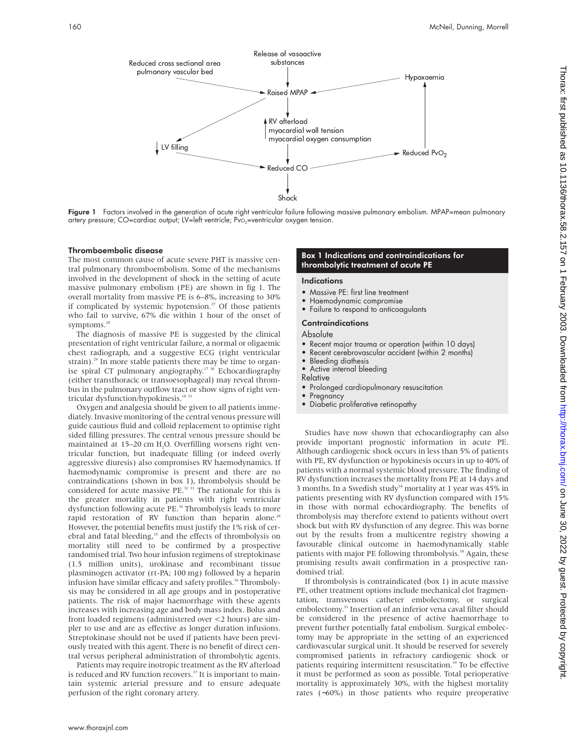Figure 1 Factors involved in the generation of acute right ventricular failure following massive pulmonary embolism. MPAP=mean pulmonary artery pressure; CO=cardiac output; LV=left ventricle; $Pv_{O_2}$=ventricular oxygen tension.

### Thromboembolic disease

The most common cause of acute severe PHT is massive central pulmonary thromboembolism. Some of the mechanisms involved in the development of shock in the setting of acute massive pulmonary embolism (PE) are shown in fig 1. The overall mortality from massive PE is 6–8%, increasing to 30% if complicated by systemic hypotension.[27] Of those patients who fail to survive, 67% die within 1 hour of the onset of symptoms.[28]

The diagnosis of massive PE is suggested by the clinical presentation of right ventricular failure, a normal or oligaemic chest radiograph, and a suggestive ECG (right ventricular strain).[29] In more stable patients there may be time to organise spiral CT pulmonary angiography.[17 30] Echocardiography (either transthoracic or transoesophageal) may reveal thrombus in the pulmonary outflow tract or show signs of right ventricular dysfunction/hypokinesis.[18 31]

Oxygen and analgesia should be given to all patients immediately. Invasive monitoring of the central venous pressure will guide cautious fluid and colloid replacement to optimise right sided filling pressures. The central venous pressure should be maintained at 15–20 cm $H_2O$. Overfilling worsens right ventricular function, but inadequate filling (or indeed overly aggressive diuresis) also compromises RV haemodynamics. If haemodynamic compromise is present and there are no contraindications (shown in box 1), thrombolysis should be considered for acute massive PE.[32 33] The rationale for this is the greater mortality in patients with right ventricular dysfunction following acute PE.[34] Thrombolysis leads to more rapid restoration of RV function than heparin alone.[28] However, the potential benefits must justify the 1% risk of cerebral and fatal bleeding,[35] and the effects of thrombolysis on mortality still need to be confirmed by a prospective randomised trial. Two hour infusion regimens of streptokinase (1.5 million units), urokinase and recombinant tissue plasminogen activator (rt-PA; 100 mg) followed by a heparin infusion have similar efficacy and safety profiles.[36] Thrombolysis may be considered in all age groups and in postoperative patients. The risk of major haemorrhage with these agents increases with increasing age and body mass index. Bolus and front loaded regimens (administered over <2 hours) are simpler to use and are as effective as longer duration infusions. Streptokinase should not be used if patients have been previously treated with this agent. There is no benefit of direct central versus peripheral administration of thrombolytic agents.

Patients may require inotropic treatment as the RV afterload is reduced and RV function recovers.[37] It is important to maintain systemic arterial pressure and to ensure adequate perfusion of the right coronary artery.

> **Box 1 Indications and contraindications for thrombolytic treatment of acute PE**
>
> **Indications**
> - Massive PE: first line treatment
> - Haemodynamic compromise
> - Failure to respond to anticoagulants
>
> **Contraindications**
>
> Absolute
> - Recent major trauma or operation (within 10 days)
> - Recent cerebrovascular accident (within 2 months)
> - Bleeding diathesis
> - Active internal bleeding
>
> Relative
> - Prolonged cardiopulmonary resuscitation
> - Pregnancy
> - Diabetic proliferative retinopathy

Studies have now shown that echocardiography can also provide important prognostic information in acute PE. Although cardiogenic shock occurs in less than 5% of patients with PE, RV dysfunction or hypokinesis occurs in up to 40% of patients with a normal systemic blood pressure. The finding of RV dysfunction increases the mortality from PE at 14 days and 3 months. In a Swedish study[34] mortality at 1 year was 45% in patients presenting with RV dysfunction compared with 15% in those with normal echocardiography. The benefits of thrombolysis may therefore extend to patients without overt shock but with RV dysfunction of any degree. This was borne out by the results from a multicentre registry showing a favourable clinical outcome in haemodynamically stable patients with major PE following thrombolysis.[38] Again, these promising results await confirmation in a prospective randomised trial.

If thrombolysis is contraindicated (box 1) in acute massive PE, other treatment options include mechanical clot fragmentation, transvenous catheter embolectomy, or surgical embolectomy.[33] Insertion of an inferior vena caval filter should be considered in the presence of active haemorrhage to prevent further potentially fatal embolism. Surgical embolectomy may be appropriate in the setting of an experienced cardiovascular surgical unit. It should be reserved for severely compromised patients in refractory cardiogenic shock or patients requiring intermittent resuscitation.[39] To be effective it must be performed as soon as possible. Total perioperative mortality is approximately 30%, with the highest mortality rates (~60%) in those patients who require preoperative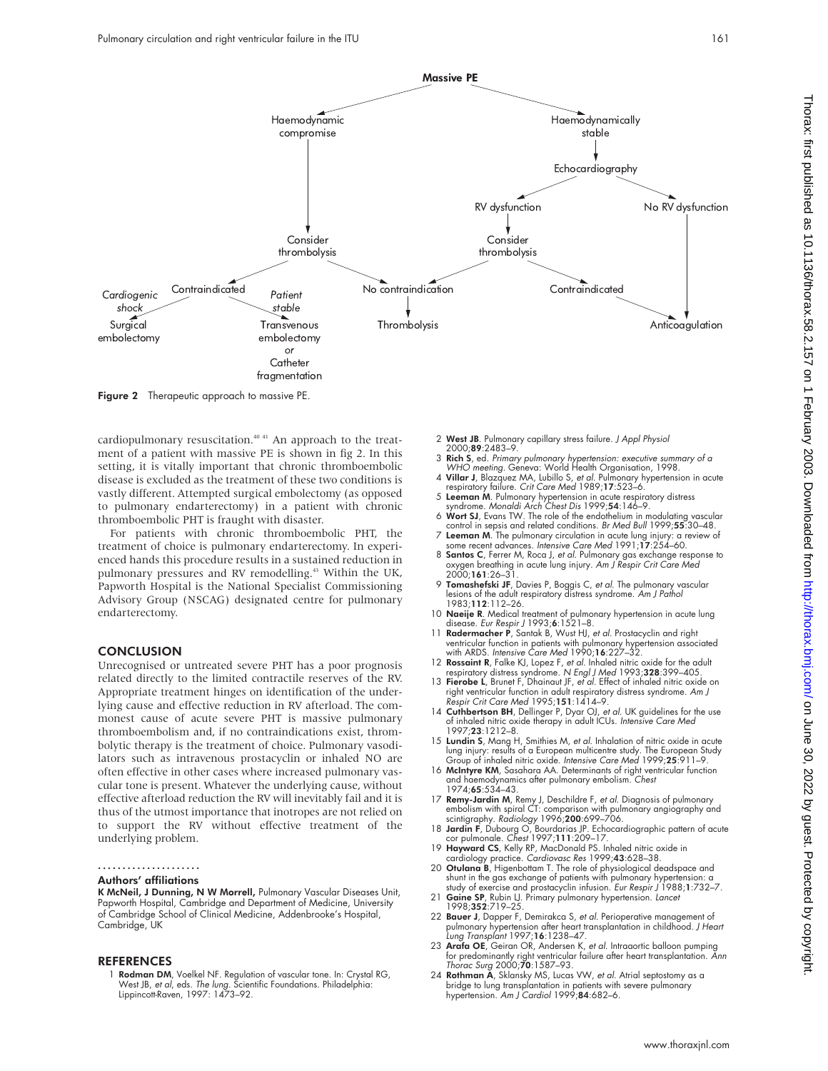Figure 2 Therapeutic approach to massive PE.

cardiopulmonary resuscitation.[40 41] An approach to the treatment of a patient with massive PE is shown in fig 2. In this setting, it is vitally important that chronic thromboembolic disease is excluded as the treatment of these two conditions is vastly different. Attempted surgical embolectomy (as opposed to pulmonary endarterectomy) in a patient with chronic thromboembolic PHT is fraught with disaster.

For patients with chronic thromboembolic PHT, the treatment of choice is pulmonary endarterectomy. In experienced hands this procedure results in a sustained reduction in pulmonary pressures and RV remodelling.[43] Within the UK, Papworth Hospital is the National Specialist Commissioning Advisory Group (NSCAG) designated centre for pulmonary endarterectomy.

## CONCLUSION

Unrecognised or untreated severe PHT has a poor prognosis related directly to the limited contractile reserves of the RV. Appropriate treatment hinges on identification of the underlying cause and effective reduction in RV afterload. The commonest cause of acute severe PHT is massive pulmonary thromboembolism and, if no contraindications exist, thrombolytic therapy is the treatment of choice. Pulmonary vasodilators such as intravenous prostacyclin or inhaled NO are often effective in other cases where increased pulmonary vascular tone is present. Whatever the underlying cause, without effective afterload reduction the RV will inevitably fail and it is thus of the utmost importance that inotropes are not relied on to support the RV without effective treatment of the underlying problem.

### Authors' affiliations

**K McNeil, J Dunning, N W Morrell,** Pulmonary Vascular Diseases Unit, Papworth Hospital, Cambridge and Department of Medicine, University of Cambridge School of Clinical Medicine, Addenbrooke's Hospital, Cambridge, UK

## REFERENCES

1. **Rodman DM**, Voelkel NF. Regulation of vascular tone. In: Crystal RG, West JB, *et al*, eds. *The lung*. Scientific Foundations. Philadelphia: Lippincott-Raven, 1997: 1473–92.
2. **West JB**. Pulmonary capillary stress failure. *J Appl Physiol* 2000;**89**:2483–9.
3. **Rich S**, ed. *Primary pulmonary hypertension: executive summary of a WHO meeting*. Geneva: World Health Organisation, 1998.
4. **Villar J**, Blazquez MA, Lubillo S, *et al*. Pulmonary hypertension in acute respiratory failure. *Crit Care Med* 1989;**17**:523–6.
5. **Leeman M**. Pulmonary hypertension in acute respiratory distress syndrome. *Monaldi Arch Chest Dis* 1999;**54**:146–9.
6. **Wort SJ**, Evans TW. The role of the endothelium in modulating vascular control in sepsis and related conditions. *Br Med Bull* 1999;**55**:30–48.
7. **Leeman M**. The pulmonary circulation in acute lung injury: a review of some recent advances. *Intensive Care Med* 1991;**17**:254–60.
8. **Santos C**, Ferrer M, Roca J, *et al*. Pulmonary gas exchange response to oxygen breathing in acute lung injury. *Am J Respir Crit Care Med* 2000;**161**:26–31.
9. **Tomashefski JF**, Davies P, Boggis C, *et al*. The pulmonary vascular lesions of the adult respiratory distress syndrome. *Am J Pathol* 1983;**112**:112–26.
10. **Naeije R**. Medical treatment of pulmonary hypertension in acute lung disease. *Eur Respir J* 1993;**6**:1521–8.
11. **Radermacher P**, Santak B, Wust HJ, *et al*. Prostacyclin and right ventricular function in patients with pulmonary hypertension associated with ARDS. *Intensive Care Med* 1990;**16**:227–32.
12. **Rossaint R**, Falke KJ, Lopez F, *et al*. Inhaled nitric oxide for the adult respiratory distress syndrome. *N Engl J Med* 1993;**328**:399–405.
13. **Fierobe L**, Brunet F, Dhainaut JF, *et al*. Effect of inhaled nitric oxide on right ventricular function in adult respiratory distress syndrome. *Am J Respir Crit Care Med* 1995;**151**:1414–9.
14. **Cuthbertson BH**, Dellinger P, Dyar OJ, *et al*. UK guidelines for the use of inhaled nitric oxide therapy in adult ICUs. *Intensive Care Med* 1997;**23**:1212–8.
15. **Lundin S**, Mang H, Smithies M, *et al*. Inhalation of nitric oxide in acute lung injury: results of a European multicentre study. The European Study Group of inhaled nitric oxide. *Intensive Care Med* 1999;**25**:911–9.
16. **McIntyre KM**, Sasahara AA. Determinants of right ventricular function and haemodynamics after pulmonary embolism. *Chest* 1974;**65**:534–43.
17. **Remy-Jardin M**, Remy J, Deschildre F, *et al*. Diagnosis of pulmonary embolism with spiral CT: comparison with pulmonary angiography and scintigraphy. *Radiology* 1996;**200**:699–706.
18. **Jardin F**, Dubourg O, Bourdarias JP. Echocardiographic pattern of acute cor pulmonale. *Chest* 1997;**111**:209–17.
19. **Hayward CS**, Kelly RP, MacDonald PS. Inhaled nitric oxide in cardiology practice. *Cardiovasc Res* 1999;**43**:628–38.
20. **Otulana B**, Higenbottam T. The role of physiological deadspace and shunt in the gas exchange of patients with pulmonary hypertension: a study of exercise and prostacyclin infusion. *Eur Respir J* 1988;**1**:732–7.
21. **Gaine SP**, Rubin LJ. Primary pulmonary hypertension. *Lancet* 1998;**352**:719–25.
22. **Bauer J**, Dapper F, Demirakca S, *et al*. Perioperative management of pulmonary hypertension after heart transplantation in childhood. *J Heart Lung Transplant* 1997;**16**:1238–47.
23. **Arafa OE**, Geiran OR, Andersen K, *et al*. Intraaortic balloon pumping for predominantly right ventricular failure after heart transplantation. *Ann Thorac Surg* 2000;**70**:1587–93.
24. **Rothman A**, Sklansky MS, Lucas VW, *et al*. Atrial septostomy as a bridge to lung transplantation in patients with severe pulmonary hypertension. *Am J Cardiol* 1999;**84**:682–6.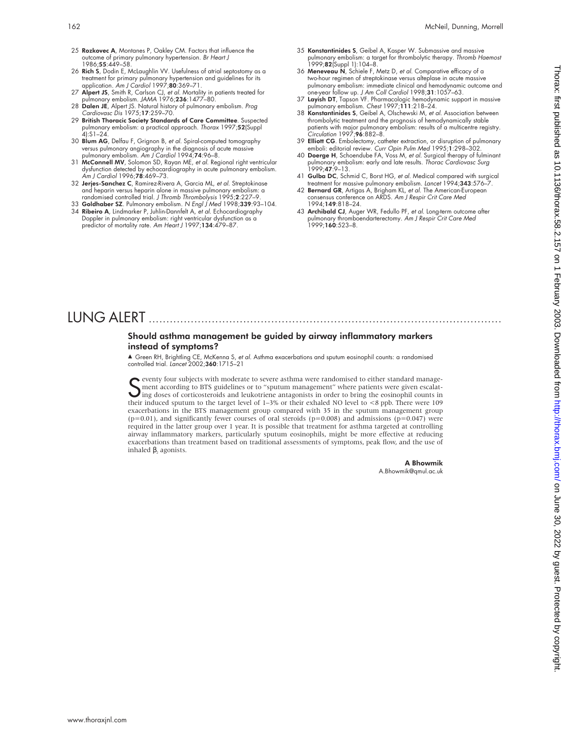25 **Rozkovec A**, Montanes P, Oakley CM. Factors that influence the outcome of primary pulmonary hypertension. *Br Heart J* 1986;**55**:449–58.

26 **Rich S**, Dodin E, McLaughlin VV. Usefulness of atrial septostomy as a treatment for primary pulmonary hypertension and guidelines for its application. *Am J Cardiol* 1997;**80**:369–71.

27 **Alpert JS**, Smith R, Carlson CJ, *et al*. Mortality in patients treated for pulmonary embolism. *JAMA* 1976;**236**:1477–80.

28 **Dalen JE**, Alpert JS. Natural history of pulmonary embolism. *Prog Cardiovasc Dis* 1975;**17**:259–70.

29 **British Thoracic Society Standards of Care Committee**. Suspected pulmonary embolism: a practical approach. *Thorax* 1997;**52**(Suppl 4):S1–24.

30 **Blum AG**, Delfau F, Grignon B, *et al*. Spiral-computed tomography versus pulmonary angiography in the diagnosis of acute massive pulmonary embolism. *Am J Cardiol* 1994;**74**:96–8.

31 **McConnell MV**, Solomon SD, Rayan ME, *et al*. Regional right ventricular dysfunction detected by echocardiography in acute pulmonary embolism. *Am J Cardiol* 1996;**78**:469–73.

32 **Jerjes-Sanchez C**, Ramirez-Rivera A, Garcia ML, *et al*. Streptokinase and heparin versus heparin alone in massive pulmonary embolism: a randomised controlled trial. *J Thromb Thrombolysis* 1995;**2**:227–9.

33 **Goldhaber SZ**. Pulmonary embolism. *N Engl J Med* 1998;**339**:93–104.

34 **Ribeiro A**, Lindmarker P, Juhlin-Dannfelt A, *et al*. Echocardiography Doppler in pulmonary embolism: right ventricular dysfunction as a predictor of mortality rate. *Am Heart J* 1997;**134**:479–87.

35 **Konstantinides S**, Geibel A, Kasper W. Submassive and massive pulmonary embolism: a target for thrombolytic therapy. *Thromb Haemost* 1999;**82**(Suppl 1):104–8.

36 **Meneveau N**, Schiele F, Metz D, *et al*. Comparative efficacy of a two-hour regimen of streptokinase versus alteplase in acute massive pulmonary embolism: immediate clinical and hemodynamic outcome and one-year follow up. *J Am Coll Cardiol* 1998;**31**:1057–63.

37 **Layish DT**, Tapson VF. Pharmacologic hemodynamic support in massive pulmonary embolism. *Chest* 1997;**111**:218–24.

38 **Konstantinides S**, Geibel A, Olschewski M, *et al*. Association between thrombolytic treatment and the prognosis of hemodynamically stable patients with major pulmonary embolism: results of a multicentre registry. *Circulation* 1997;**96**:882–8.

39 **Elliott CG**. Embolectomy, catheter extraction, or disruption of pulmonary emboli: editorial review. *Curr Opin Pulm Med* 1995;**1**:298–302.

40 **Doerge H**, Schoendube FA, Voss M, *et al*. Surgical therapy of fulminant pulmonary embolism: early and late results. *Thorac Cardiovasc Surg* 1999;**47**:9–13.

41 **Gulba DC**, Schmid C, Borst HG, *et al*. Medical compared with surgical treatment for massive pulmonary embolism. *Lancet* 1994;**343**:576–7.

42 **Bernard GR**, Artigas A, Brigham KL, *et al*. The American-European consensus conference on ARDS. *Am J Respir Crit Care Med* 1994;**149**:818–24.

43 **Archibald CJ**, Auger WR, Fedullo PF, *et al*. Long-term outcome after pulmonary thromboendarterectomy. *Am J Respir Crit Care Med* 1999;**160**:523–8.

# LUNG ALERT

## Should asthma management be guided by airway inflammatory markers instead of symptoms?

▲ Green RH, Brightling CE, McKenna S, *et al*. Asthma exacerbations and sputum eosinophil counts: a randomised controlled trial. *Lancet* 2002;**360**:1715–21

Seventy four subjects with moderate to severe asthma were randomised to either standard management according to BTS guidelines or to "sputum management" where patients were given escalating doses of corticosteroids and leukotriene antagonists in order to bring the eosinophil counts in their induced sputum to the target level of 1–3% or their exhaled NO level to <8 ppb. There were 109 exacerbations in the BTS management group compared with 35 in the sputum management group ($p=0.01$), and significantly fewer courses of oral steroids ($p=0.008$) and admissions ($p=0.047$) were required in the latter group over 1 year. It is possible that treatment for asthma targeted at controlling airway inflammatory markers, particularly sputum eosinophils, might be more effective at reducing exacerbations than treatment based on traditional assessments of symptoms, peak flow, and the use of inhaled $\beta_2$ agonists.

**A Bhowmik**
A.Bhowmik@qmul.ac.uk